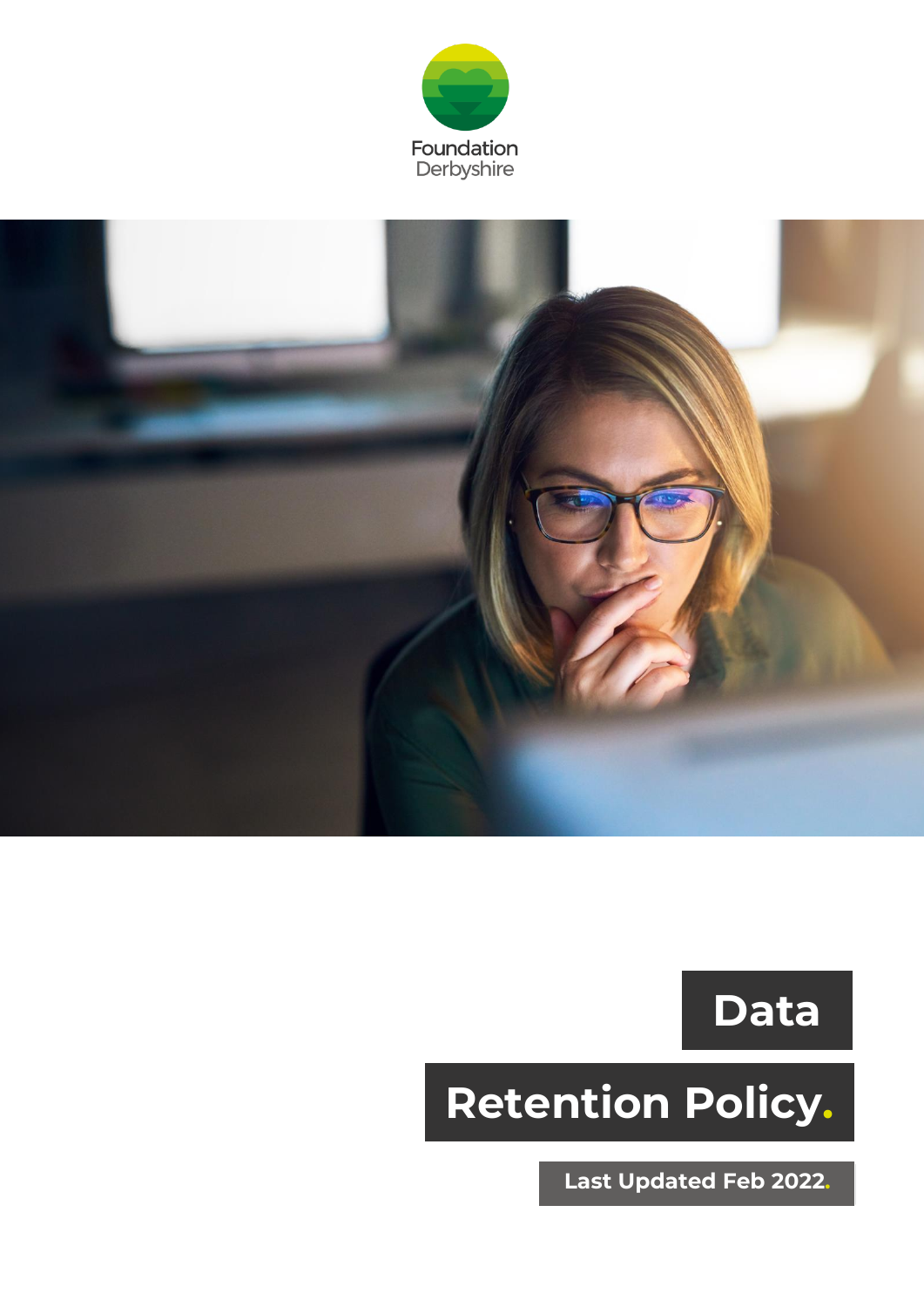Foundation Derbyshire

# Data Retention Policy.

**Last Updated Feb 2022.**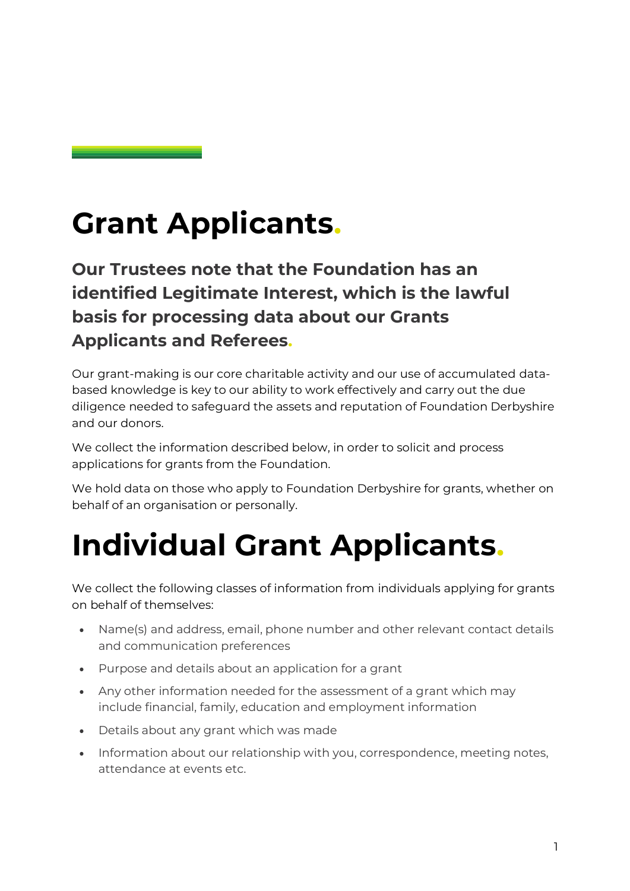# Grant Applicants.

## Our Trustees note that the Foundation has an identified Legitimate Interest, which is the lawful basis for processing data about our Grants Applicants and Referees.

Our grant-making is our core charitable activity and our use of accumulated data-based knowledge is key to our ability to work effectively and carry out the due diligence needed to safeguard the assets and reputation of Foundation Derbyshire and our donors.

We collect the information described below, in order to solicit and process applications for grants from the Foundation.

We hold data on those who apply to Foundation Derbyshire for grants, whether on behalf of an organisation or personally.

# Individual Grant Applicants.

We collect the following classes of information from individuals applying for grants on behalf of themselves:

- Name(s) and address, email, phone number and other relevant contact details and communication preferences
- Purpose and details about an application for a grant
- Any other information needed for the assessment of a grant which may include financial, family, education and employment information
- Details about any grant which was made
- Information about our relationship with you, correspondence, meeting notes, attendance at events etc.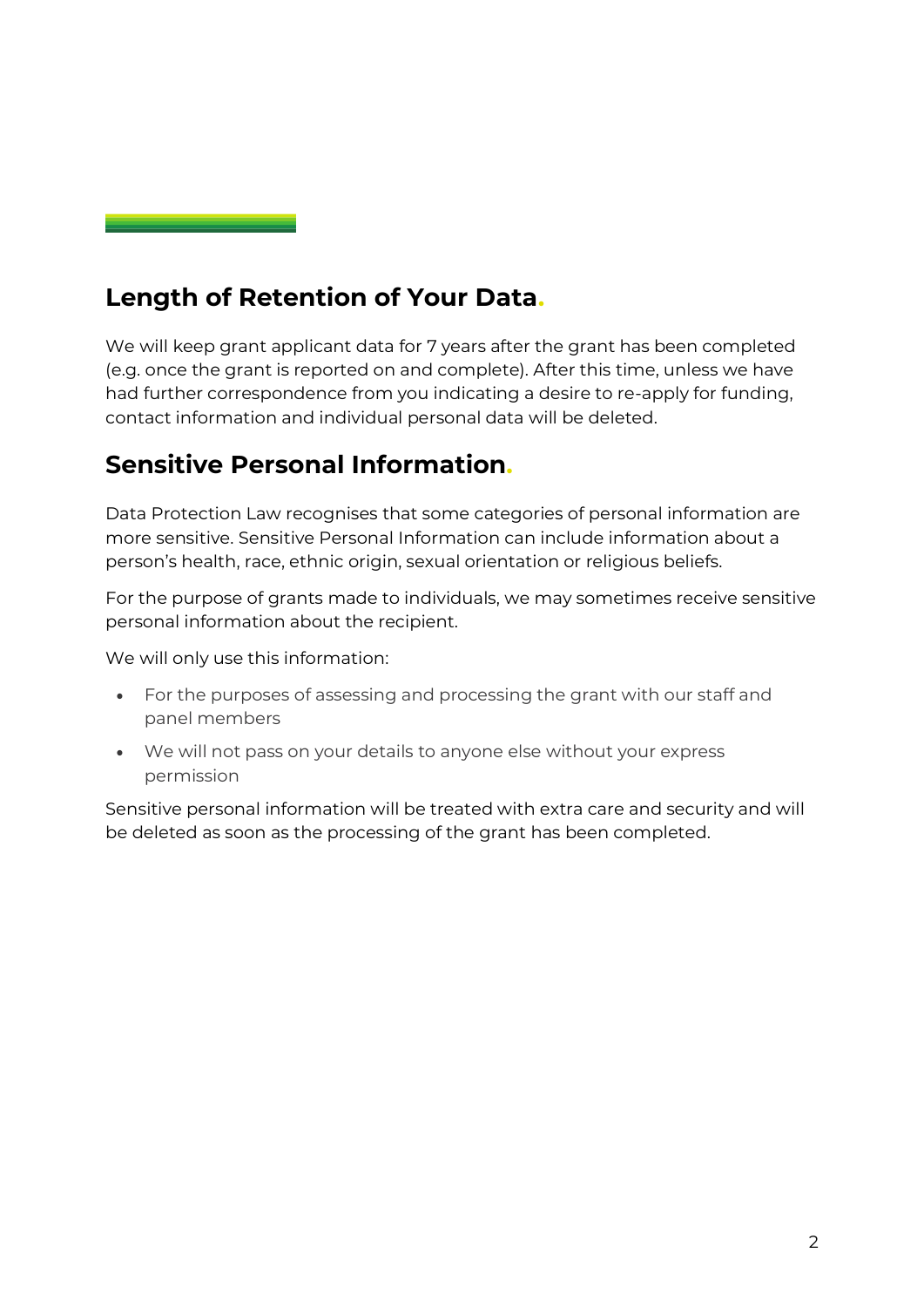## Length of Retention of Your Data.

We will keep grant applicant data for 7 years after the grant has been completed (e.g. once the grant is reported on and complete). After this time, unless we have had further correspondence from you indicating a desire to re-apply for funding, contact information and individual personal data will be deleted.

## Sensitive Personal Information.

Data Protection Law recognises that some categories of personal information are more sensitive. Sensitive Personal Information can include information about a person's health, race, ethnic origin, sexual orientation or religious beliefs.

For the purpose of grants made to individuals, we may sometimes receive sensitive personal information about the recipient.

We will only use this information:

- For the purposes of assessing and processing the grant with our staff and panel members
- We will not pass on your details to anyone else without your express permission

Sensitive personal information will be treated with extra care and security and will be deleted as soon as the processing of the grant has been completed.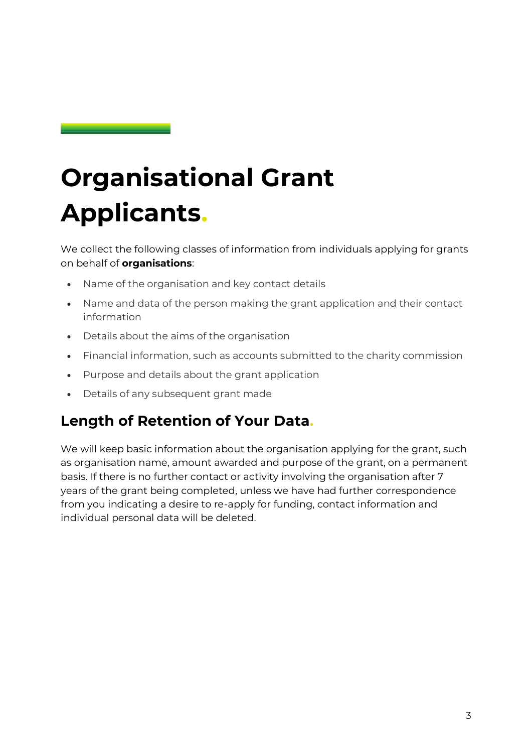# Organisational Grant Applicants.

We collect the following classes of information from individuals applying for grants on behalf of **organisations**:

- Name of the organisation and key contact details
- Name and data of the person making the grant application and their contact information
- Details about the aims of the organisation
- Financial information, such as accounts submitted to the charity commission
- Purpose and details about the grant application
- Details of any subsequent grant made

## Length of Retention of Your Data.

We will keep basic information about the organisation applying for the grant, such as organisation name, amount awarded and purpose of the grant, on a permanent basis. If there is no further contact or activity involving the organisation after 7 years of the grant being completed, unless we have had further correspondence from you indicating a desire to re-apply for funding, contact information and individual personal data will be deleted.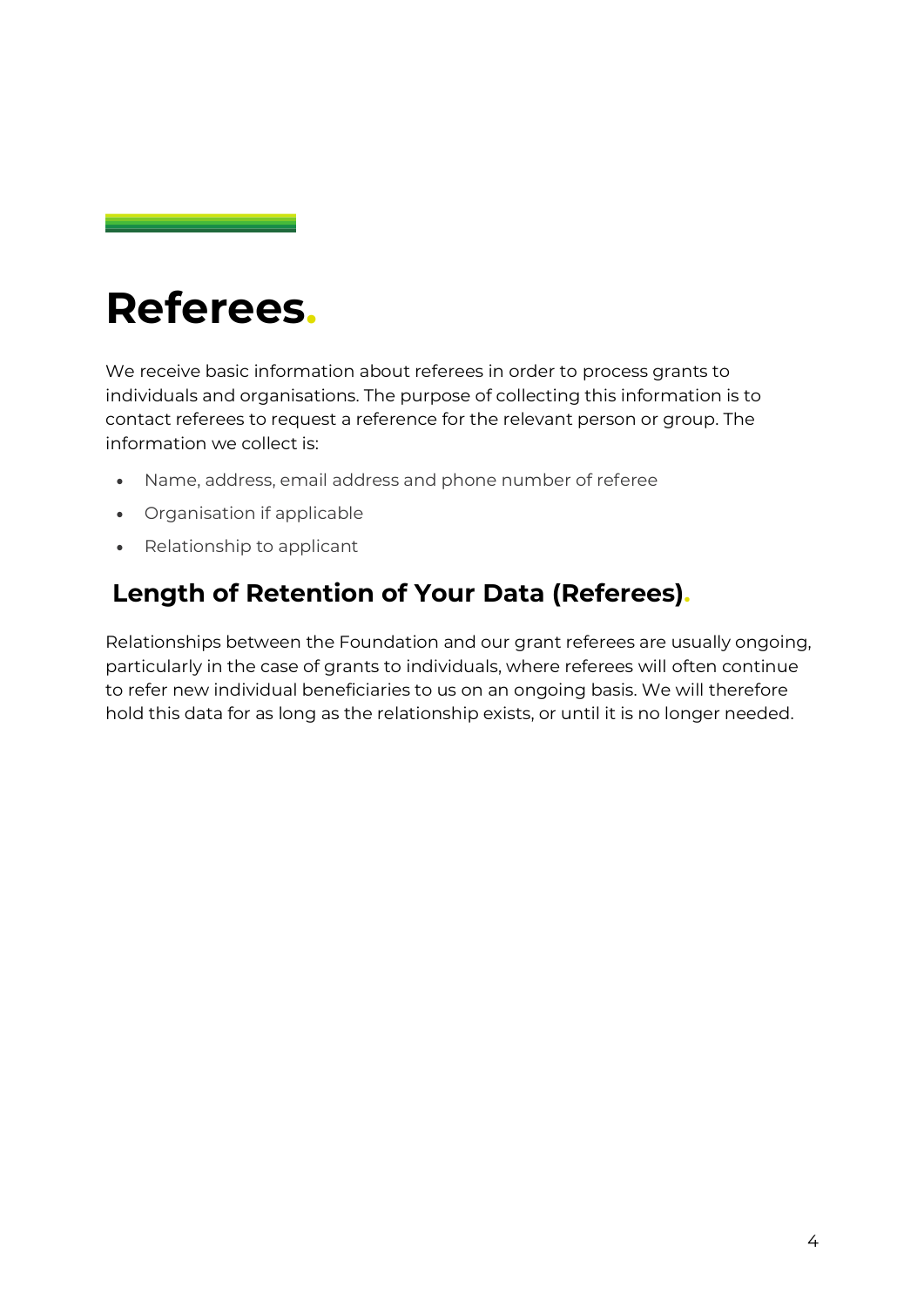# Referees.

We receive basic information about referees in order to process grants to individuals and organisations. The purpose of collecting this information is to contact referees to request a reference for the relevant person or group. The information we collect is:

- Name, address, email address and phone number of referee
- Organisation if applicable
- Relationship to applicant

## Length of Retention of Your Data (Referees).

Relationships between the Foundation and our grant referees are usually ongoing, particularly in the case of grants to individuals, where referees will often continue to refer new individual beneficiaries to us on an ongoing basis. We will therefore hold this data for as long as the relationship exists, or until it is no longer needed.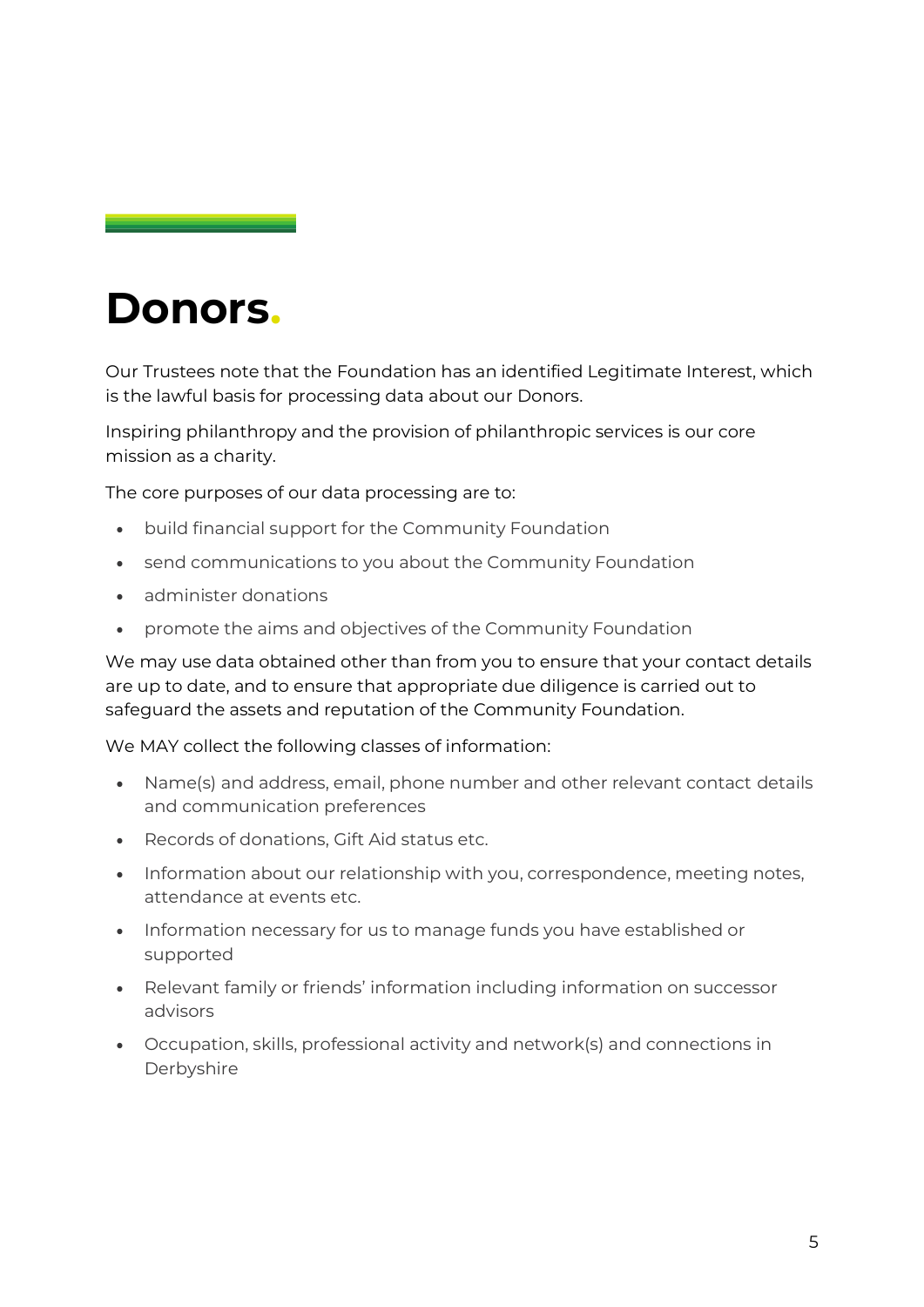# Donors.

Our Trustees note that the Foundation has an identified Legitimate Interest, which is the lawful basis for processing data about our Donors.

Inspiring philanthropy and the provision of philanthropic services is our core mission as a charity.

The core purposes of our data processing are to:

- build financial support for the Community Foundation
- send communications to you about the Community Foundation
- administer donations
- promote the aims and objectives of the Community Foundation

We may use data obtained other than from you to ensure that your contact details are up to date, and to ensure that appropriate due diligence is carried out to safeguard the assets and reputation of the Community Foundation.

We MAY collect the following classes of information:

- Name(s) and address, email, phone number and other relevant contact details and communication preferences
- Records of donations, Gift Aid status etc.
- Information about our relationship with you, correspondence, meeting notes, attendance at events etc.
- Information necessary for us to manage funds you have established or supported
- Relevant family or friends' information including information on successor advisors
- Occupation, skills, professional activity and network(s) and connections in Derbyshire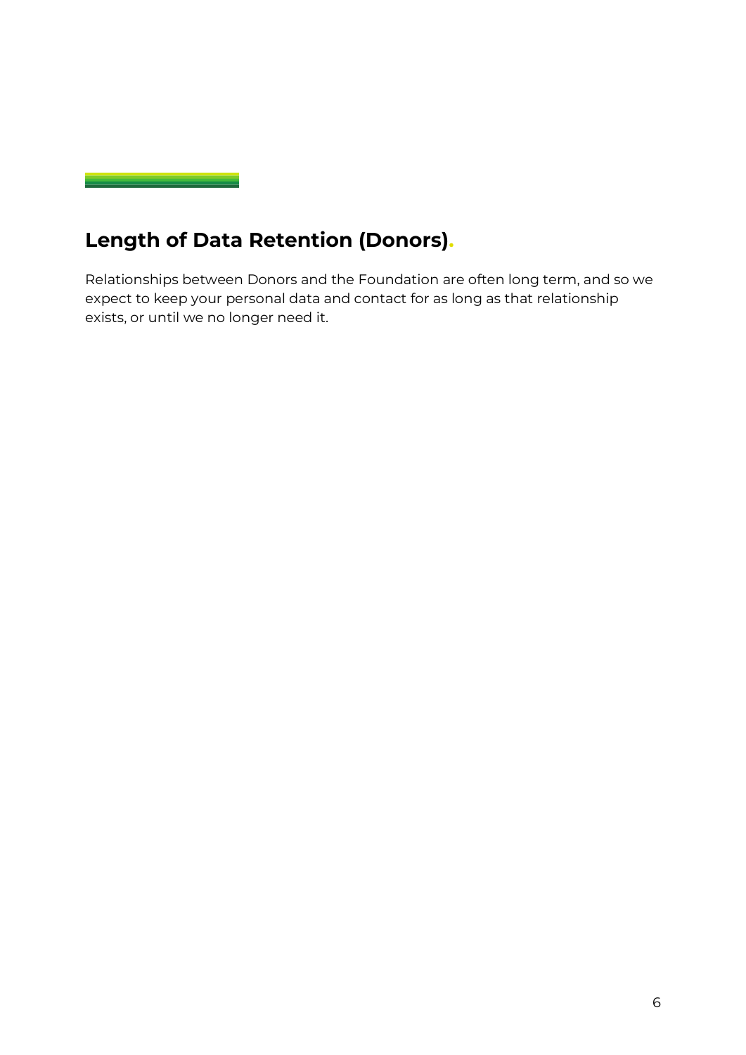## Length of Data Retention (Donors).

Relationships between Donors and the Foundation are often long term, and so we expect to keep your personal data and contact for as long as that relationship exists, or until we no longer need it.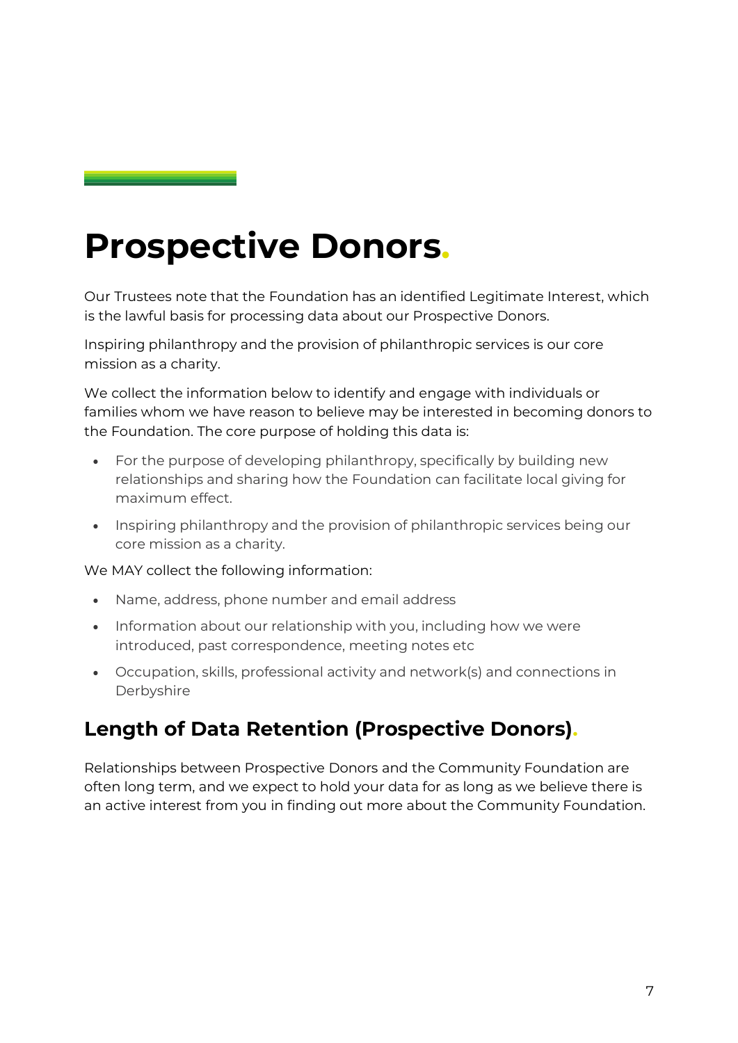# Prospective Donors.

Our Trustees note that the Foundation has an identified Legitimate Interest, which is the lawful basis for processing data about our Prospective Donors.

Inspiring philanthropy and the provision of philanthropic services is our core mission as a charity.

We collect the information below to identify and engage with individuals or families whom we have reason to believe may be interested in becoming donors to the Foundation. The core purpose of holding this data is:

- For the purpose of developing philanthropy, specifically by building new relationships and sharing how the Foundation can facilitate local giving for maximum effect.
- Inspiring philanthropy and the provision of philanthropic services being our core mission as a charity.

We MAY collect the following information:

- Name, address, phone number and email address
- Information about our relationship with you, including how we were introduced, past correspondence, meeting notes etc
- Occupation, skills, professional activity and network(s) and connections in Derbyshire

## Length of Data Retention (Prospective Donors).

Relationships between Prospective Donors and the Community Foundation are often long term, and we expect to hold your data for as long as we believe there is an active interest from you in finding out more about the Community Foundation.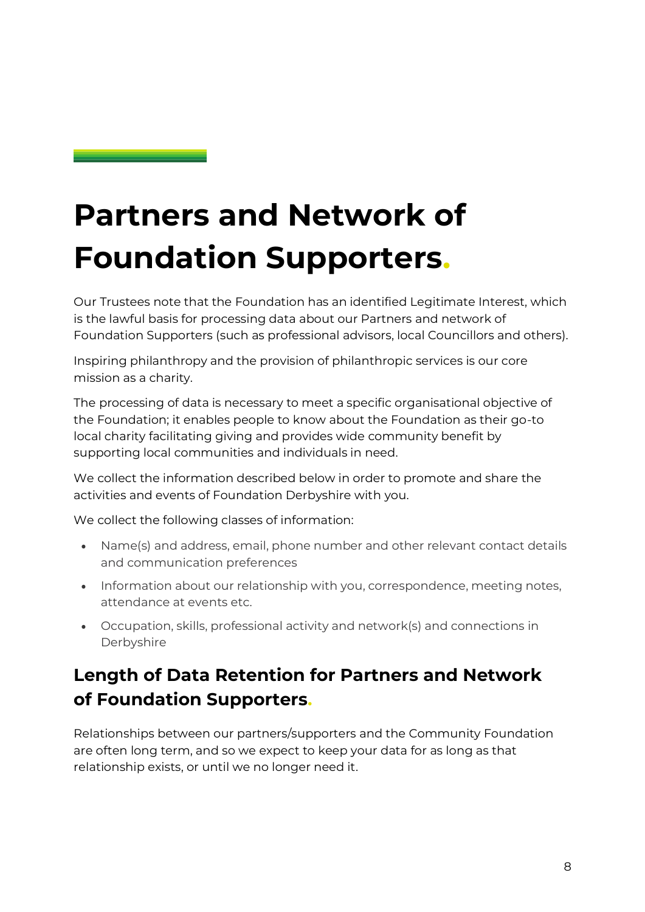# Partners and Network of Foundation Supporters.

Our Trustees note that the Foundation has an identified Legitimate Interest, which is the lawful basis for processing data about our Partners and network of Foundation Supporters (such as professional advisors, local Councillors and others).

Inspiring philanthropy and the provision of philanthropic services is our core mission as a charity.

The processing of data is necessary to meet a specific organisational objective of the Foundation; it enables people to know about the Foundation as their go-to local charity facilitating giving and provides wide community benefit by supporting local communities and individuals in need.

We collect the information described below in order to promote and share the activities and events of Foundation Derbyshire with you.

We collect the following classes of information:

- Name(s) and address, email, phone number and other relevant contact details and communication preferences
- Information about our relationship with you, correspondence, meeting notes, attendance at events etc.
- Occupation, skills, professional activity and network(s) and connections in Derbyshire

## Length of Data Retention for Partners and Network of Foundation Supporters.

Relationships between our partners/supporters and the Community Foundation are often long term, and so we expect to keep your data for as long as that relationship exists, or until we no longer need it.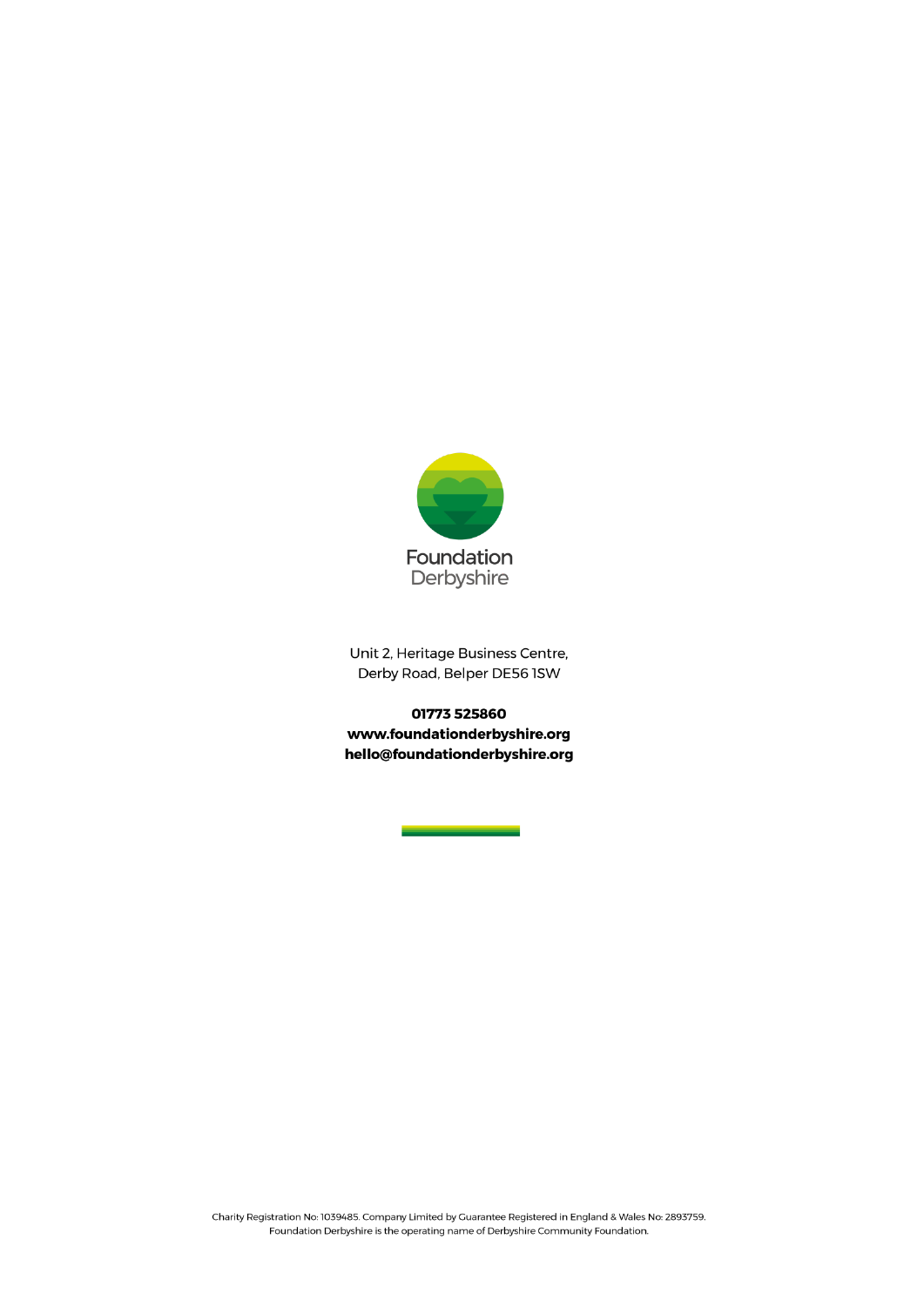Foundation
Derbyshire

Unit 2, Heritage Business Centre,
Derby Road, Belper DE56 1SW

**01773 525860**
**www.foundationderbyshire.org**
**hello@foundationderbyshire.org**

Charity Registration No: 1039485. Company Limited by Guarantee Registered in England & Wales No: 2893759.
Foundation Derbyshire is the operating name of Derbyshire Community Foundation.